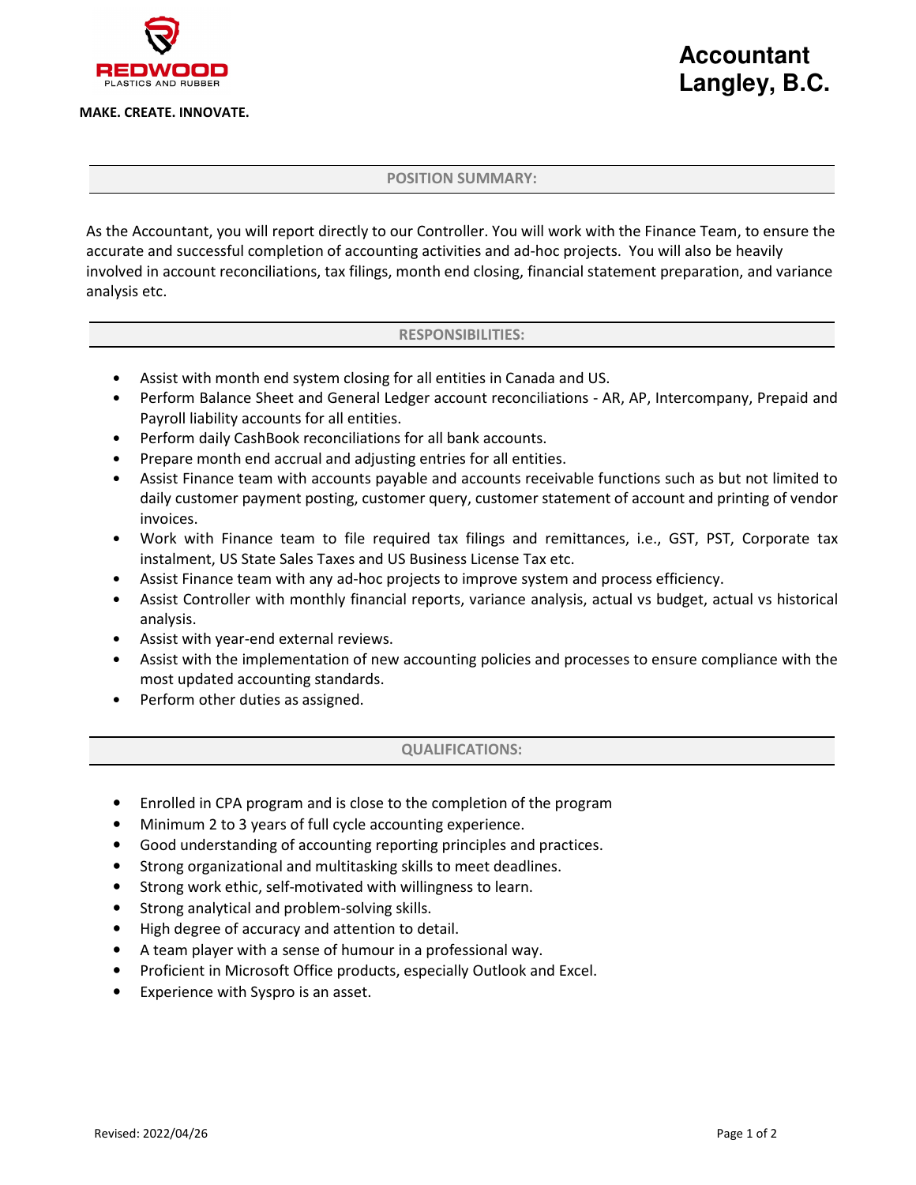**REDWOOD**
PLASTICS AND RUBBER

**MAKE. CREATE. INNOVATE.**

# Accountant
# Langley, B.C.

## POSITION SUMMARY:

As the Accountant, you will report directly to our Controller. You will work with the Finance Team, to ensure the accurate and successful completion of accounting activities and ad-hoc projects. You will also be heavily involved in account reconciliations, tax filings, month end closing, financial statement preparation, and variance analysis etc.

## RESPONSIBILITIES:

- Assist with month end system closing for all entities in Canada and US.
- Perform Balance Sheet and General Ledger account reconciliations - AR, AP, Intercompany, Prepaid and Payroll liability accounts for all entities.
- Perform daily CashBook reconciliations for all bank accounts.
- Prepare month end accrual and adjusting entries for all entities.
- Assist Finance team with accounts payable and accounts receivable functions such as but not limited to daily customer payment posting, customer query, customer statement of account and printing of vendor invoices.
- Work with Finance team to file required tax filings and remittances, i.e., GST, PST, Corporate tax instalment, US State Sales Taxes and US Business License Tax etc.
- Assist Finance team with any ad-hoc projects to improve system and process efficiency.
- Assist Controller with monthly financial reports, variance analysis, actual vs budget, actual vs historical analysis.
- Assist with year-end external reviews.
- Assist with the implementation of new accounting policies and processes to ensure compliance with the most updated accounting standards.
- Perform other duties as assigned.

## QUALIFICATIONS:

- Enrolled in CPA program and is close to the completion of the program
- Minimum 2 to 3 years of full cycle accounting experience.
- Good understanding of accounting reporting principles and practices.
- Strong organizational and multitasking skills to meet deadlines.
- Strong work ethic, self-motivated with willingness to learn.
- Strong analytical and problem-solving skills.
- High degree of accuracy and attention to detail.
- A team player with a sense of humour in a professional way.
- Proficient in Microsoft Office products, especially Outlook and Excel.
- Experience with Syspro is an asset.

Revised: 2022/04/26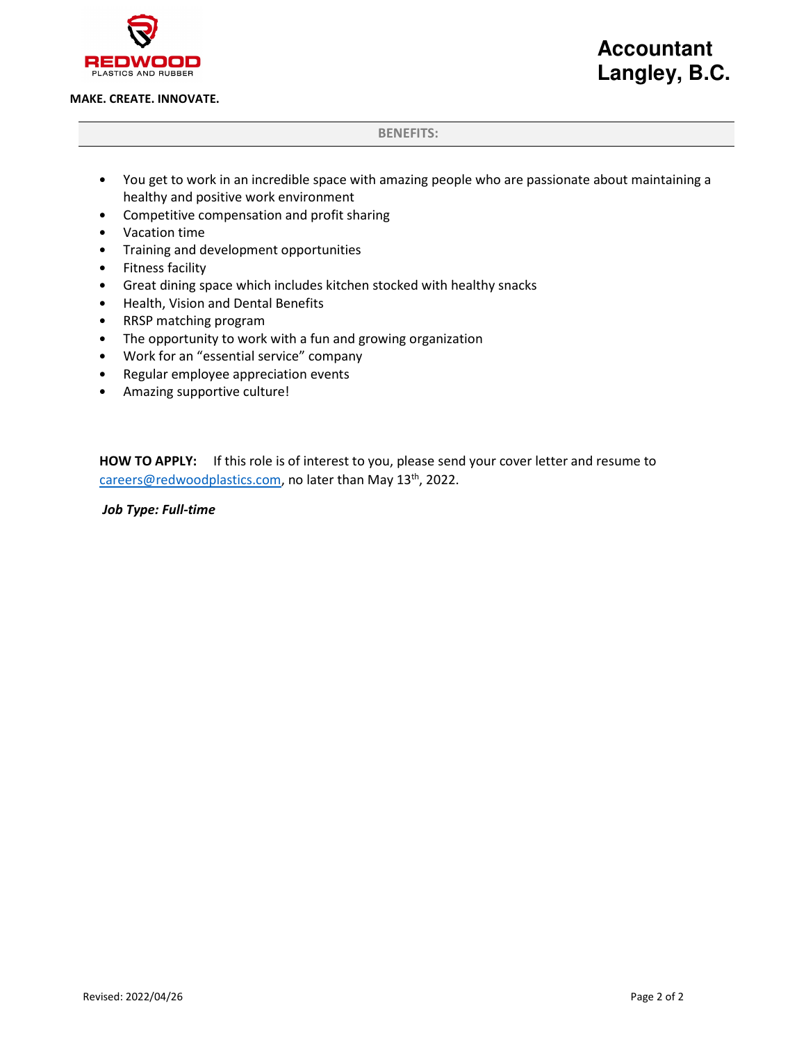**MAKE. CREATE. INNOVATE.**

# Accountant
# Langley, B.C.

## BENEFITS:

- You get to work in an incredible space with amazing people who are passionate about maintaining a healthy and positive work environment
- Competitive compensation and profit sharing
- Vacation time
- Training and development opportunities
- Fitness facility
- Great dining space which includes kitchen stocked with healthy snacks
- Health, Vision and Dental Benefits
- RRSP matching program
- The opportunity to work with a fun and growing organization
- Work for an "essential service" company
- Regular employee appreciation events
- Amazing supportive culture!

**HOW TO APPLY:** If this role is of interest to you, please send your cover letter and resume to careers@redwoodplastics.com, no later than May 13th, 2022.

***Job Type: Full-time***

Revised: 2022/04/26